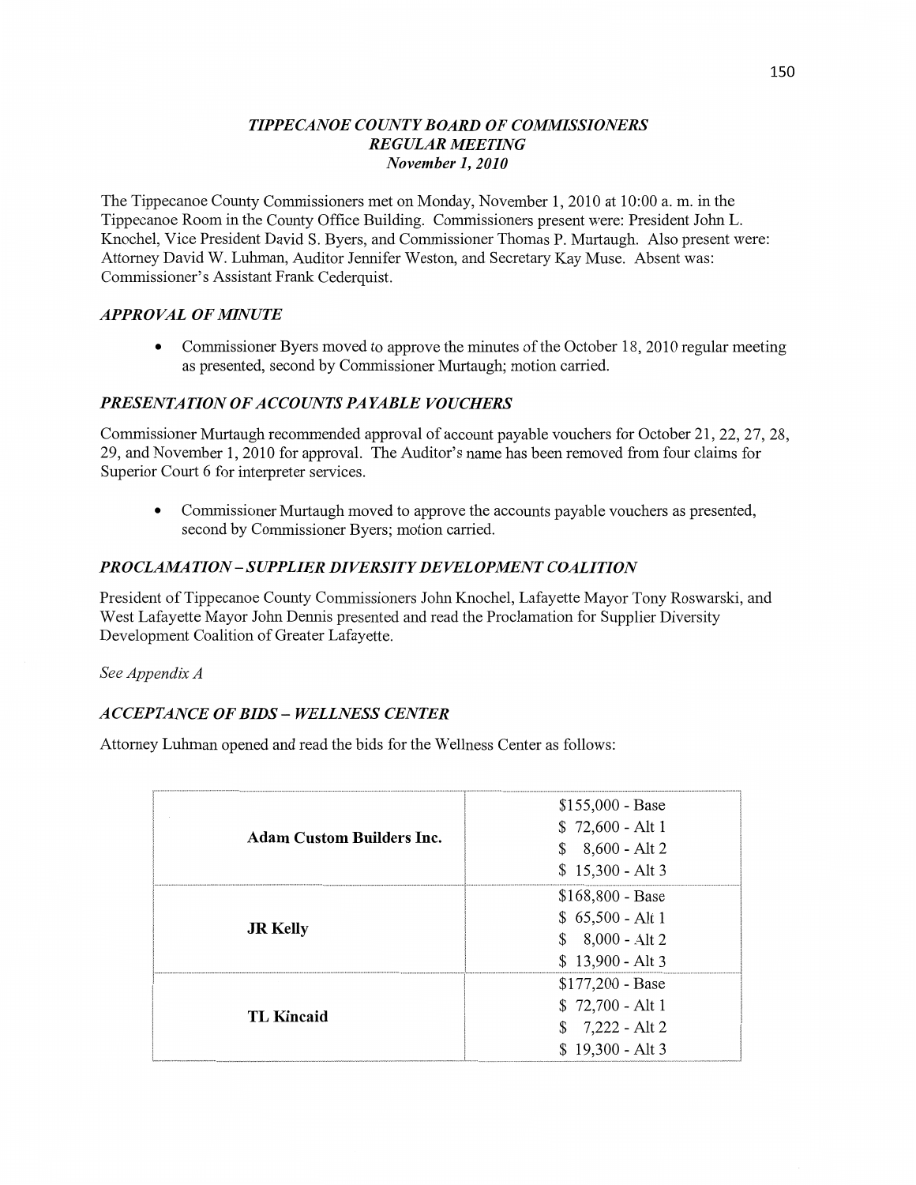## *TIPPECANOE COUNTY BOARD OF COMMISSIONERS*
## *REGULAR MEETING*
### *November 1, 2010*

The Tippecanoe County Commissioners met on Monday, November 1, 2010 at 10:00 a. m. in the Tippecanoe Room in the County Office Building. Commissioners present were: President John L. Knochel, Vice President David S. Byers, and Commissioner Thomas P. Murtaugh. Also present were: Attorney David W. Luhman, Auditor Jennifer Weston, and Secretary Kay Muse. Absent was: Commissioner's Assistant Frank Cederquist.

### *APPROVAL OF MINUTE*

- Commissioner Byers moved to approve the minutes of the October 18, 2010 regular meeting as presented, second by Commissioner Murtaugh; motion carried.

### *PRESENTATION OF ACCOUNTS PAYABLE VOUCHERS*

Commissioner Murtaugh recommended approval of account payable vouchers for October 21, 22, 27, 28, 29, and November 1, 2010 for approval. The Auditor's name has been removed from four claims for Superior Court 6 for interpreter services.

- Commissioner Murtaugh moved to approve the accounts payable vouchers as presented, second by Commissioner Byers; motion carried.

### *PROCLAMATION – SUPPLIER DIVERSITY DEVELOPMENT COALITION*

President of Tippecanoe County Commissioners John Knochel, Lafayette Mayor Tony Roswarski, and West Lafayette Mayor John Dennis presented and read the Proclamation for Supplier Diversity Development Coalition of Greater Lafayette.

*See Appendix A*

### *ACCEPTANCE OF BIDS – WELLNESS CENTER*

Attorney Luhman opened and read the bids for the Wellness Center as follows:

| | |
|---|---|
| **Adam Custom Builders Inc.** | \$155,000 - Base<br>\$ 72,600 - Alt 1<br>\$ 8,600 - Alt 2<br>\$ 15,300 - Alt 3 |
| **JR Kelly** | \$168,800 - Base<br>\$ 65,500 - Alt 1<br>\$ 8,000 - Alt 2<br>\$ 13,900 - Alt 3 |
| **TL Kincaid** | \$177,200 - Base<br>\$ 72,700 - Alt 1<br>\$ 7,222 - Alt 2<br>\$ 19,300 - Alt 3 |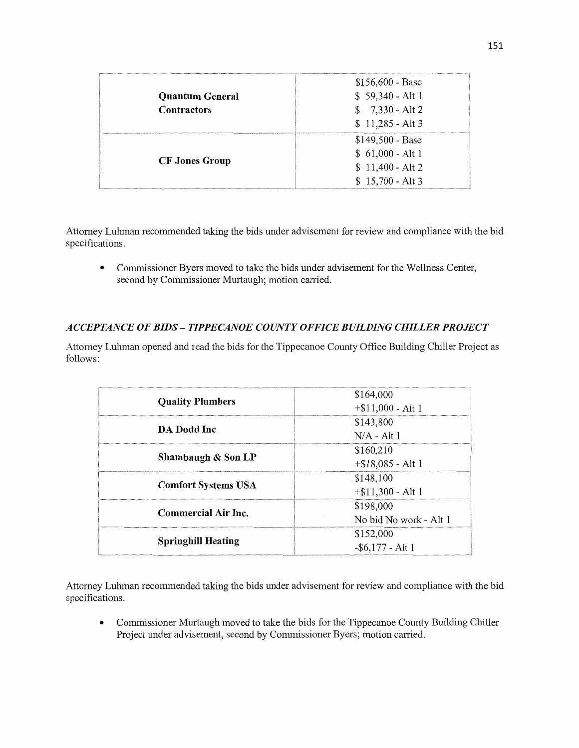| | |
|---|---|
| **Quantum General Contractors** | $156,600 - Base<br>$ 59,340 - Alt 1<br>$ 7,330 - Alt 2<br>$ 11,285 - Alt 3 |
| **CF Jones Group** | $149,500 - Base<br>$ 61,000 - Alt 1<br>$ 11,400 - Alt 2<br>$ 15,700 - Alt 3 |

Attorney Luhman recommended taking the bids under advisement for review and compliance with the bid specifications.

- Commissioner Byers moved to take the bids under advisement for the Wellness Center, second by Commissioner Murtaugh; motion carried.

### *ACCEPTANCE OF BIDS – TIPPECANOE COUNTY OFFICE BUILDING CHILLER PROJECT*

Attorney Luhman opened and read the bids for the Tippecanoe County Office Building Chiller Project as follows:

| | |
|---|---|
| **Quality Plumbers** | $164,000<br>+$11,000 - Alt 1 |
| **DA Dodd Inc** | $143,800<br>N/A - Alt 1 |
| **Shambaugh & Son LP** | $160,210<br>+$18,085 - Alt 1 |
| **Comfort Systems USA** | $148,100<br>+$11,300 - Alt 1 |
| **Commercial Air Inc.** | $198,000<br>No bid No work - Alt 1 |
| **Springhill Heating** | $152,000<br>-$6,177 - Alt 1 |

Attorney Luhman recommended taking the bids under advisement for review and compliance with the bid specifications.

- Commissioner Murtaugh moved to take the bids for the Tippecanoe County Building Chiller Project under advisement, second by Commissioner Byers; motion carried.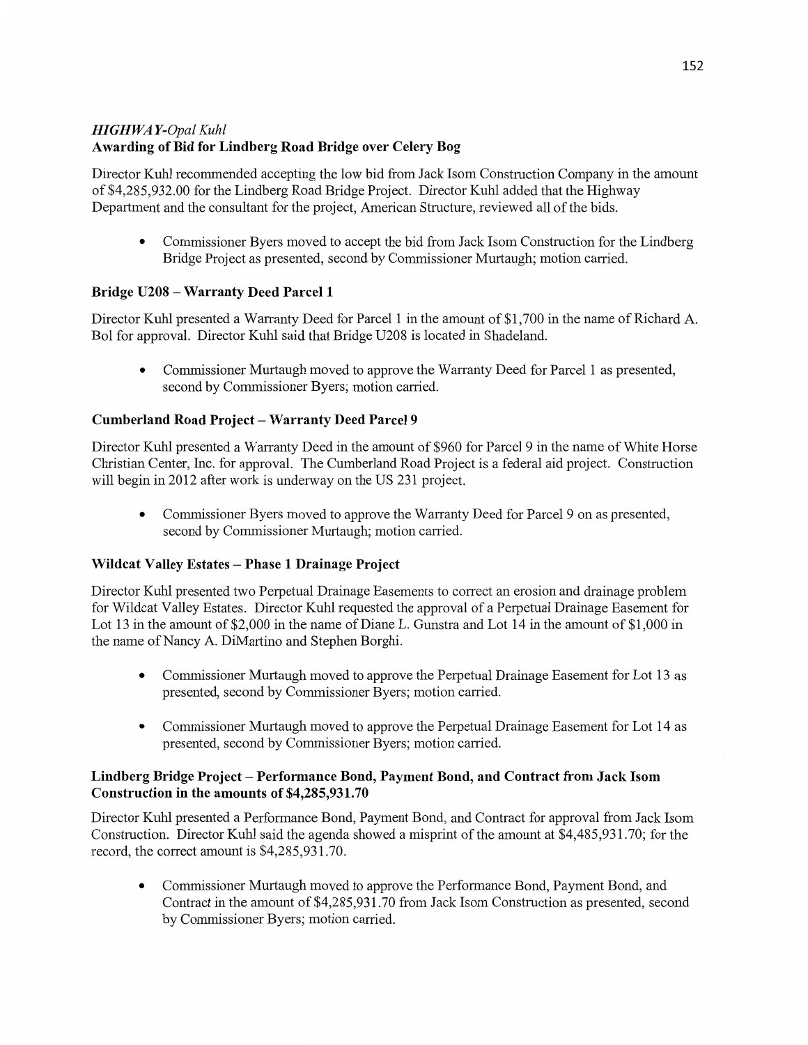## *HIGHWAY-Opal Kuhl*

### Awarding of Bid for Lindberg Road Bridge over Celery Bog

Director Kuhl recommended accepting the low bid from Jack Isom Construction Company in the amount of $4,285,932.00 for the Lindberg Road Bridge Project. Director Kuhl added that the Highway Department and the consultant for the project, American Structure, reviewed all of the bids.

- Commissioner Byers moved to accept the bid from Jack Isom Construction for the Lindberg Bridge Project as presented, second by Commissioner Murtaugh; motion carried.

### Bridge U208 – Warranty Deed Parcel 1

Director Kuhl presented a Warranty Deed for Parcel 1 in the amount of $1,700 in the name of Richard A. Bol for approval. Director Kuhl said that Bridge U208 is located in Shadeland.

- Commissioner Murtaugh moved to approve the Warranty Deed for Parcel 1 as presented, second by Commissioner Byers; motion carried.

### Cumberland Road Project – Warranty Deed Parcel 9

Director Kuhl presented a Warranty Deed in the amount of $960 for Parcel 9 in the name of White Horse Christian Center, Inc. for approval. The Cumberland Road Project is a federal aid project. Construction will begin in 2012 after work is underway on the US 231 project.

- Commissioner Byers moved to approve the Warranty Deed for Parcel 9 on as presented, second by Commissioner Murtaugh; motion carried.

### Wildcat Valley Estates – Phase 1 Drainage Project

Director Kuhl presented two Perpetual Drainage Easements to correct an erosion and drainage problem for Wildcat Valley Estates. Director Kuhl requested the approval of a Perpetual Drainage Easement for Lot 13 in the amount of $2,000 in the name of Diane L. Gunstra and Lot 14 in the amount of $1,000 in the name of Nancy A. DiMartino and Stephen Borghi.

- Commissioner Murtaugh moved to approve the Perpetual Drainage Easement for Lot 13 as presented, second by Commissioner Byers; motion carried.
- Commissioner Murtaugh moved to approve the Perpetual Drainage Easement for Lot 14 as presented, second by Commissioner Byers; motion carried.

### Lindberg Bridge Project – Performance Bond, Payment Bond, and Contract from Jack Isom Construction in the amounts of $4,285,931.70

Director Kuhl presented a Performance Bond, Payment Bond, and Contract for approval from Jack Isom Construction. Director Kuhl said the agenda showed a misprint of the amount at $4,485,931.70; for the record, the correct amount is $4,285,931.70.

- Commissioner Murtaugh moved to approve the Performance Bond, Payment Bond, and Contract in the amount of $4,285,931.70 from Jack Isom Construction as presented, second by Commissioner Byers; motion carried.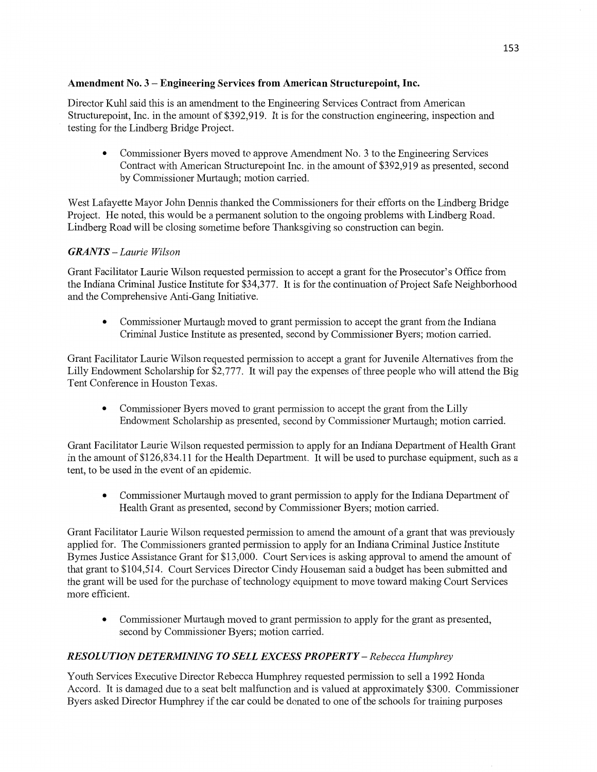**Amendment No. 3 – Engineering Services from American Structurepoint, Inc.**

Director Kuhl said this is an amendment to the Engineering Services Contract from American Structurepoint, Inc. in the amount of $392,919. It is for the construction engineering, inspection and testing for the Lindberg Bridge Project.

- Commissioner Byers moved to approve Amendment No. 3 to the Engineering Services Contract with American Structurepoint Inc. in the amount of $392,919 as presented, second by Commissioner Murtaugh; motion carried.

West Lafayette Mayor John Dennis thanked the Commissioners for their efforts on the Lindberg Bridge Project. He noted, this would be a permanent solution to the ongoing problems with Lindberg Road. Lindberg Road will be closing sometime before Thanksgiving so construction can begin.

***GRANTS** – Laurie Wilson*

Grant Facilitator Laurie Wilson requested permission to accept a grant for the Prosecutor's Office from the Indiana Criminal Justice Institute for $34,377. It is for the continuation of Project Safe Neighborhood and the Comprehensive Anti-Gang Initiative.

- Commissioner Murtaugh moved to grant permission to accept the grant from the Indiana Criminal Justice Institute as presented, second by Commissioner Byers; motion carried.

Grant Facilitator Laurie Wilson requested permission to accept a grant for Juvenile Alternatives from the Lilly Endowment Scholarship for $2,777. It will pay the expenses of three people who will attend the Big Tent Conference in Houston Texas.

- Commissioner Byers moved to grant permission to accept the grant from the Lilly Endowment Scholarship as presented, second by Commissioner Murtaugh; motion carried.

Grant Facilitator Laurie Wilson requested permission to apply for an Indiana Department of Health Grant in the amount of $126,834.11 for the Health Department. It will be used to purchase equipment, such as a tent, to be used in the event of an epidemic.

- Commissioner Murtaugh moved to grant permission to apply for the Indiana Department of Health Grant as presented, second by Commissioner Byers; motion carried.

Grant Facilitator Laurie Wilson requested permission to amend the amount of a grant that was previously applied for. The Commissioners granted permission to apply for an Indiana Criminal Justice Institute Byrnes Justice Assistance Grant for $13,000. Court Services is asking approval to amend the amount of that grant to $104,514. Court Services Director Cindy Houseman said a budget has been submitted and the grant will be used for the purchase of technology equipment to move toward making Court Services more efficient.

- Commissioner Murtaugh moved to grant permission to apply for the grant as presented, second by Commissioner Byers; motion carried.

***RESOLUTION DETERMINING TO SELL EXCESS PROPERTY** – Rebecca Humphrey*

Youth Services Executive Director Rebecca Humphrey requested permission to sell a 1992 Honda Accord. It is damaged due to a seat belt malfunction and is valued at approximately $300. Commissioner Byers asked Director Humphrey if the car could be donated to one of the schools for training purposes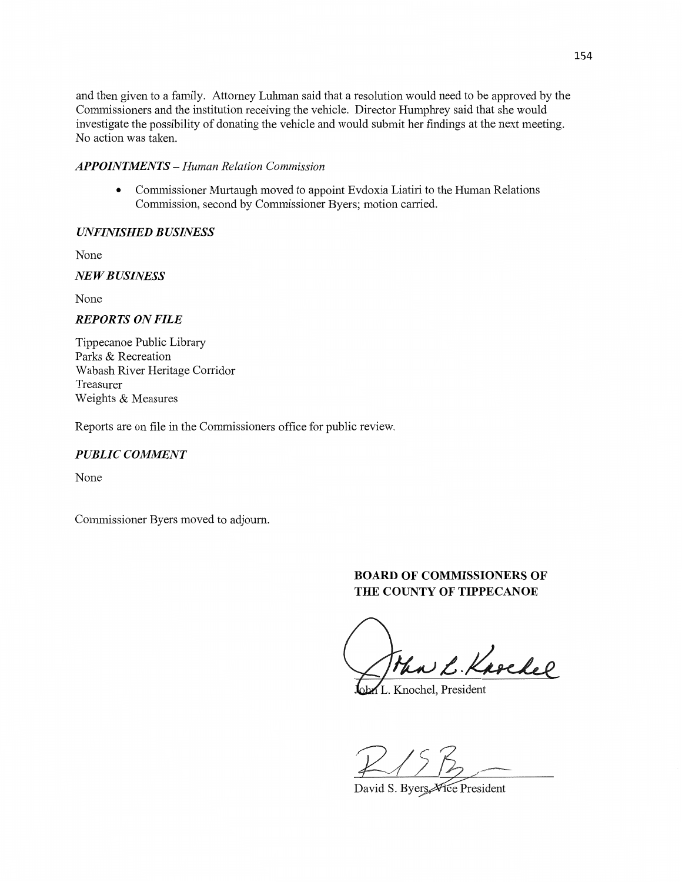and then given to a family. Attorney Luhman said that a resolution would need to be approved by the Commissioners and the institution receiving the vehicle. Director Humphrey said that she would investigate the possibility of donating the vehicle and would submit her findings at the next meeting. No action was taken.

***APPOINTMENTS** – Human Relation Commission*

- Commissioner Murtaugh moved to appoint Evdoxia Liatiri to the Human Relations Commission, second by Commissioner Byers; motion carried.

***UNFINISHED BUSINESS***

None

***NEW BUSINESS***

None

***REPORTS ON FILE***

Tippecanoe Public Library
Parks & Recreation
Wabash River Heritage Corridor
Treasurer
Weights & Measures

Reports are on file in the Commissioners office for public review.

***PUBLIC COMMENT***

None

Commissioner Byers moved to adjourn.

**BOARD OF COMMISSIONERS OF THE COUNTY OF TIPPECANOE**

John L. Knochel, President

David S. Byers, Vice President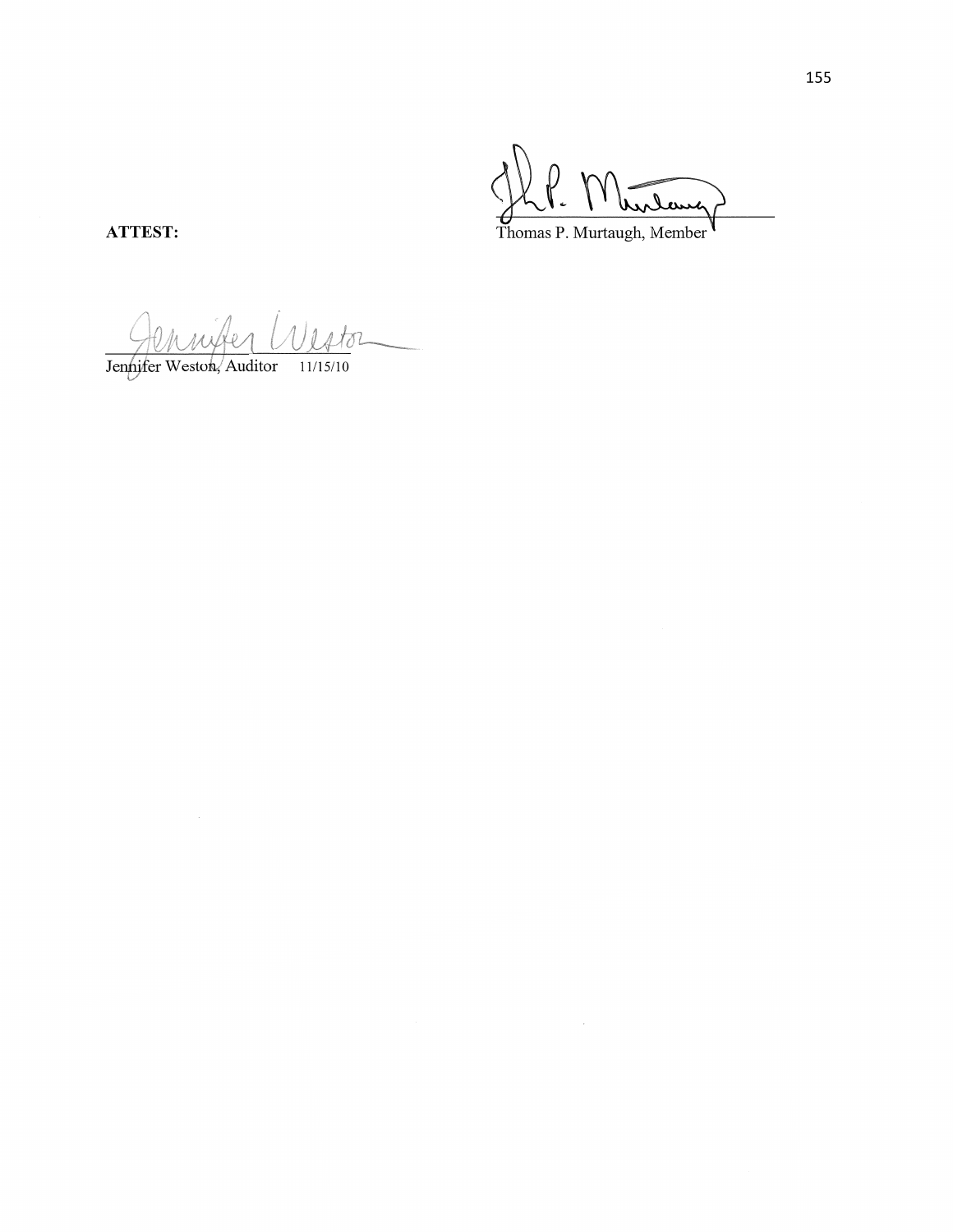Thomas P. Murtaugh, Member

**ATTEST:**

Jennifer Weston, Auditor 11/15/10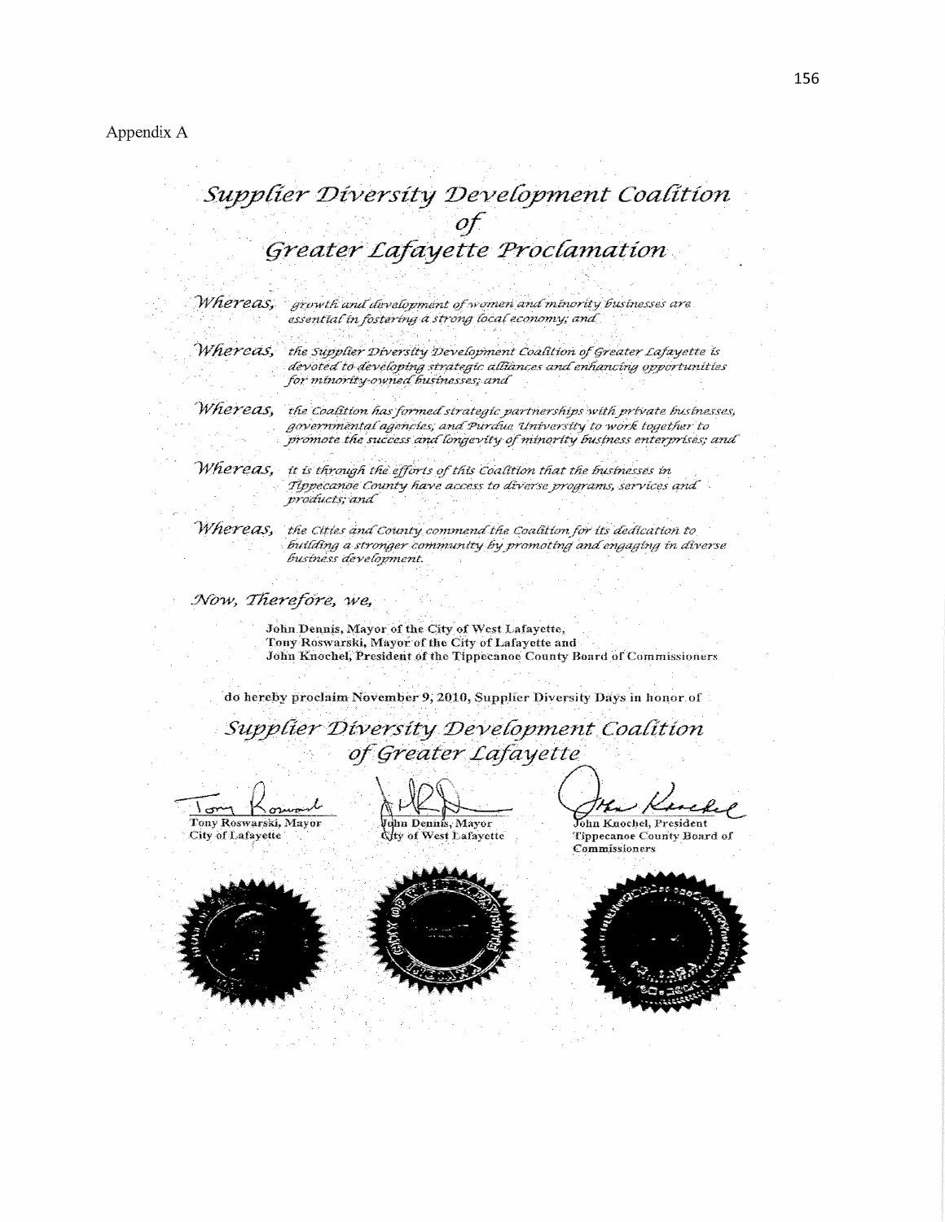Appendix A

# Supplier Diversity Development Coalition of Greater Lafayette Proclamation

*Whereas,* growth and development of women and minority businesses are essential in fostering a strong local economy; and

*Whereas,* the Supplier Diversity Development Coalition of Greater Lafayette is devoted to developing strategic alliances and enhancing opportunities for minority-owned businesses; and

*Whereas,* the Coalition has formed strategic partnerships with private businesses, governmental agencies, and Purdue University to work together to promote the success and longevity of minority business enterprises; and

*Whereas,* it is through the efforts of this Coalition that the businesses in Tippecanoe County have access to diverse programs, services and products; and

*Whereas,* the Cities and County commend the Coalition for its dedication to building a stronger community by promoting and engaging in diverse business development.

*Now, Therefore, we,*

**John Dennis, Mayor of the City of West Lafayette,**
**Tony Roswarski, Mayor of the City of Lafayette and**
**John Knochel, President of the Tippecanoe County Board of Commissioners**

**do hereby proclaim November 9, 2010, Supplier Diversity Days in honor of**

## Supplier Diversity Development Coalition of Greater Lafayette

Tony Roswarski, Mayor
City of Lafayette

John Dennis, Mayor
City of West Lafayette

John Knochel, President
Tippecanoe County Board of Commissioners